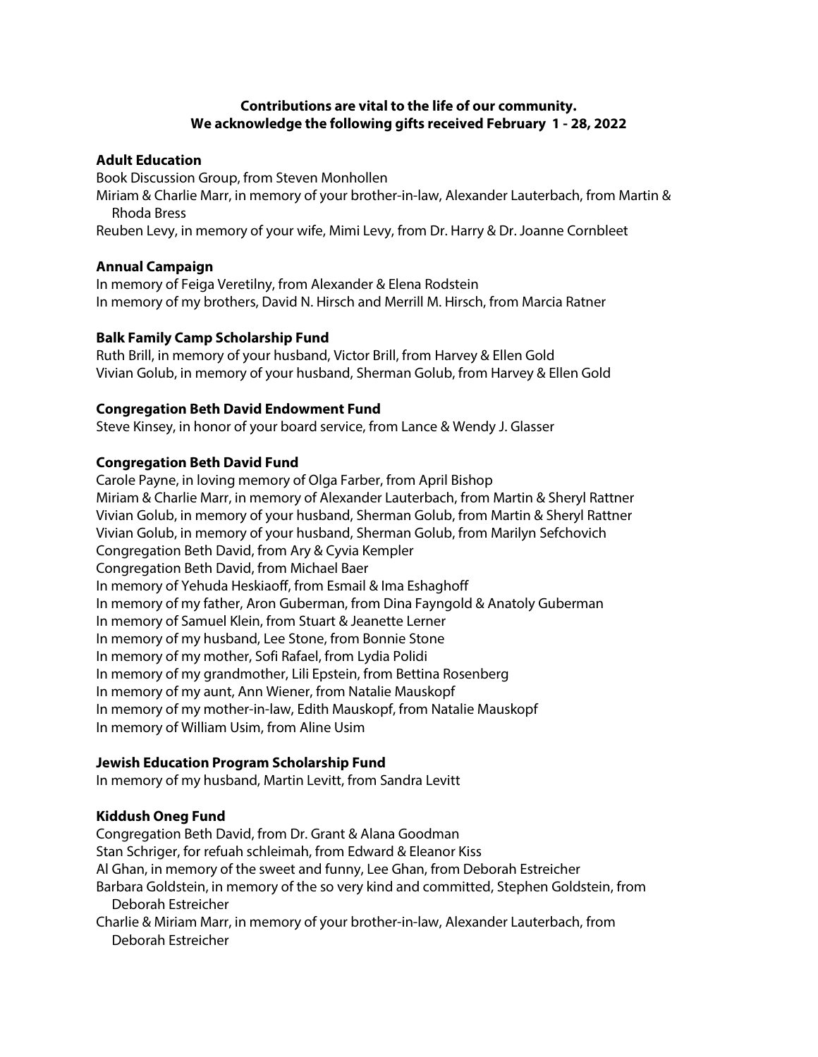**Contributions are vital to the life of our community.**
**We acknowledge the following gifts received February 1 - 28, 2022**

### Adult Education

Book Discussion Group, from Steven Monhollen
Miriam & Charlie Marr, in memory of your brother-in-law, Alexander Lauterbach, from Martin & Rhoda Bress
Reuben Levy, in memory of your wife, Mimi Levy, from Dr. Harry & Dr. Joanne Cornbleet

### Annual Campaign

In memory of Feiga Veretilny, from Alexander & Elena Rodstein
In memory of my brothers, David N. Hirsch and Merrill M. Hirsch, from Marcia Ratner

### Balk Family Camp Scholarship Fund

Ruth Brill, in memory of your husband, Victor Brill, from Harvey & Ellen Gold
Vivian Golub, in memory of your husband, Sherman Golub, from Harvey & Ellen Gold

### Congregation Beth David Endowment Fund

Steve Kinsey, in honor of your board service, from Lance & Wendy J. Glasser

### Congregation Beth David Fund

Carole Payne, in loving memory of Olga Farber, from April Bishop
Miriam & Charlie Marr, in memory of Alexander Lauterbach, from Martin & Sheryl Rattner
Vivian Golub, in memory of your husband, Sherman Golub, from Martin & Sheryl Rattner
Vivian Golub, in memory of your husband, Sherman Golub, from Marilyn Sefchovich
Congregation Beth David, from Ary & Cyvia Kempler
Congregation Beth David, from Michael Baer
In memory of Yehuda Heskiaoff, from Esmail & Ima Eshaghoff
In memory of my father, Aron Guberman, from Dina Fayngold & Anatoly Guberman
In memory of Samuel Klein, from Stuart & Jeanette Lerner
In memory of my husband, Lee Stone, from Bonnie Stone
In memory of my mother, Sofi Rafael, from Lydia Polidi
In memory of my grandmother, Lili Epstein, from Bettina Rosenberg
In memory of my aunt, Ann Wiener, from Natalie Mauskopf
In memory of my mother-in-law, Edith Mauskopf, from Natalie Mauskopf
In memory of William Usim, from Aline Usim

### Jewish Education Program Scholarship Fund

In memory of my husband, Martin Levitt, from Sandra Levitt

### Kiddush Oneg Fund

Congregation Beth David, from Dr. Grant & Alana Goodman
Stan Schriger, for refuah schleimah, from Edward & Eleanor Kiss
Al Ghan, in memory of the sweet and funny, Lee Ghan, from Deborah Estreicher
Barbara Goldstein, in memory of the so very kind and committed, Stephen Goldstein, from Deborah Estreicher
Charlie & Miriam Marr, in memory of your brother-in-law, Alexander Lauterbach, from Deborah Estreicher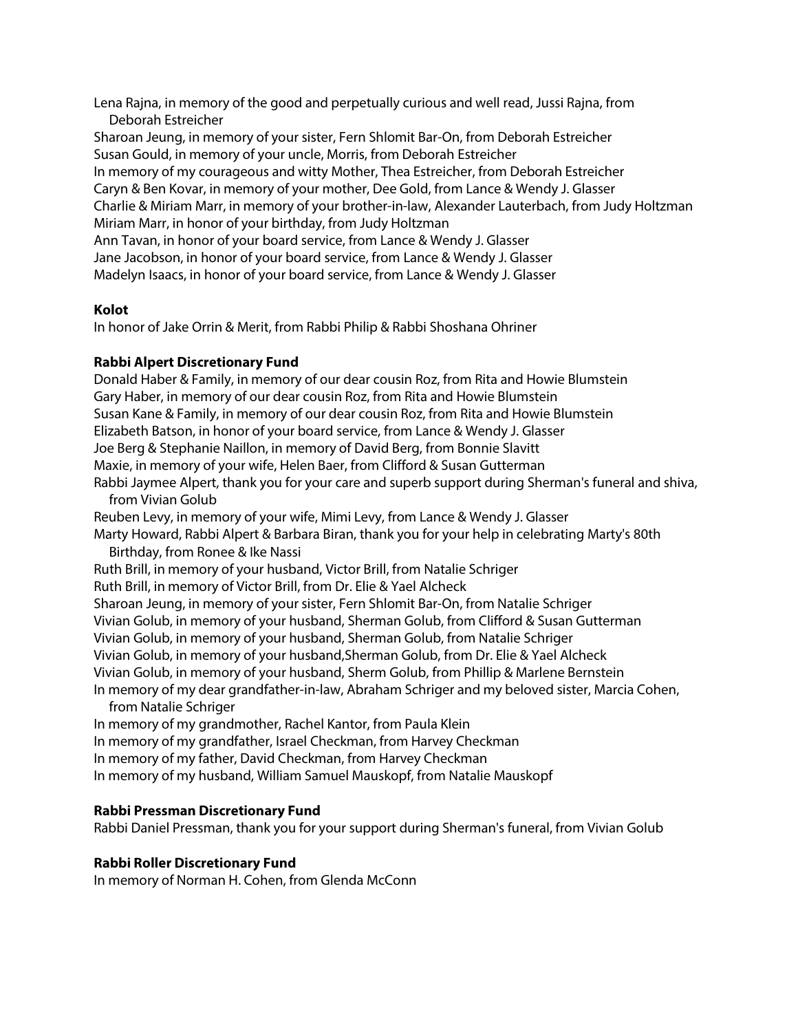Lena Rajna, in memory of the good and perpetually curious and well read, Jussi Rajna, from Deborah Estreicher
Sharoan Jeung, in memory of your sister, Fern Shlomit Bar-On, from Deborah Estreicher
Susan Gould, in memory of your uncle, Morris, from Deborah Estreicher
In memory of my courageous and witty Mother, Thea Estreicher, from Deborah Estreicher
Caryn & Ben Kovar, in memory of your mother, Dee Gold, from Lance & Wendy J. Glasser
Charlie & Miriam Marr, in memory of your brother-in-law, Alexander Lauterbach, from Judy Holtzman
Miriam Marr, in honor of your birthday, from Judy Holtzman
Ann Tavan, in honor of your board service, from Lance & Wendy J. Glasser
Jane Jacobson, in honor of your board service, from Lance & Wendy J. Glasser
Madelyn Isaacs, in honor of your board service, from Lance & Wendy J. Glasser

**Kolot**

In honor of Jake Orrin & Merit, from Rabbi Philip & Rabbi Shoshana Ohriner

**Rabbi Alpert Discretionary Fund**

Donald Haber & Family, in memory of our dear cousin Roz, from Rita and Howie Blumstein
Gary Haber, in memory of our dear cousin Roz, from Rita and Howie Blumstein
Susan Kane & Family, in memory of our dear cousin Roz, from Rita and Howie Blumstein
Elizabeth Batson, in honor of your board service, from Lance & Wendy J. Glasser
Joe Berg & Stephanie Naillon, in memory of David Berg, from Bonnie Slavitt
Maxie, in memory of your wife, Helen Baer, from Clifford & Susan Gutterman
Rabbi Jaymee Alpert, thank you for your care and superb support during Sherman's funeral and shiva, from Vivian Golub
Reuben Levy, in memory of your wife, Mimi Levy, from Lance & Wendy J. Glasser
Marty Howard, Rabbi Alpert & Barbara Biran, thank you for your help in celebrating Marty's 80th Birthday, from Ronee & Ike Nassi
Ruth Brill, in memory of your husband, Victor Brill, from Natalie Schriger
Ruth Brill, in memory of Victor Brill, from Dr. Elie & Yael Alcheck
Sharoan Jeung, in memory of your sister, Fern Shlomit Bar-On, from Natalie Schriger
Vivian Golub, in memory of your husband, Sherman Golub, from Clifford & Susan Gutterman
Vivian Golub, in memory of your husband, Sherman Golub, from Natalie Schriger
Vivian Golub, in memory of your husband,Sherman Golub, from Dr. Elie & Yael Alcheck
Vivian Golub, in memory of your husband, Sherm Golub, from Phillip & Marlene Bernstein
In memory of my dear grandfather-in-law, Abraham Schriger and my beloved sister, Marcia Cohen, from Natalie Schriger
In memory of my grandmother, Rachel Kantor, from Paula Klein
In memory of my grandfather, Israel Checkman, from Harvey Checkman
In memory of my father, David Checkman, from Harvey Checkman
In memory of my husband, William Samuel Mauskopf, from Natalie Mauskopf

**Rabbi Pressman Discretionary Fund**

Rabbi Daniel Pressman, thank you for your support during Sherman's funeral, from Vivian Golub

**Rabbi Roller Discretionary Fund**

In memory of Norman H. Cohen, from Glenda McConn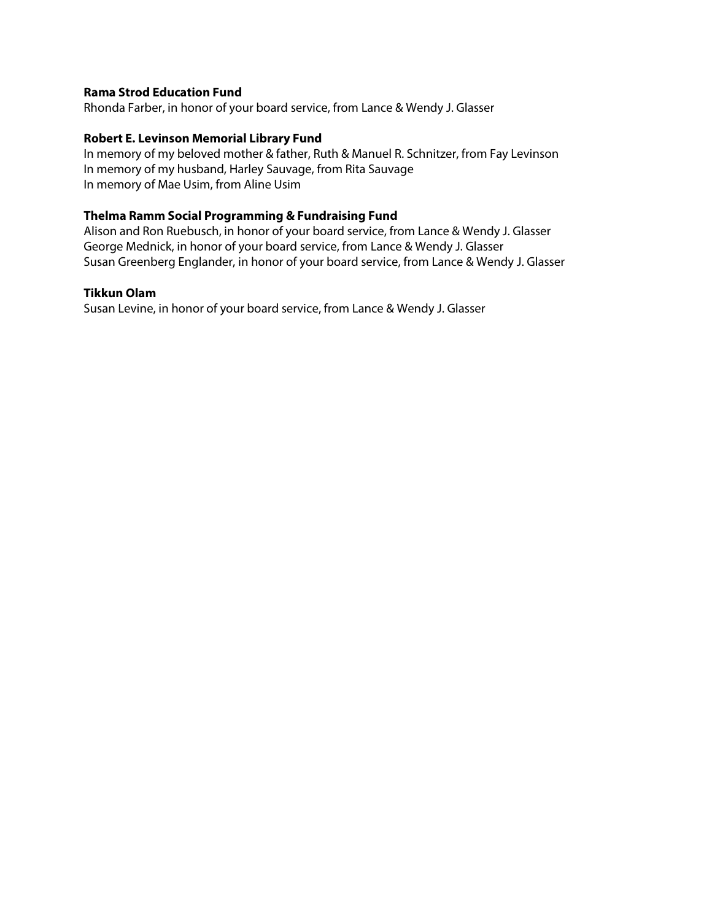**Rama Strod Education Fund**
Rhonda Farber, in honor of your board service, from Lance & Wendy J. Glasser

**Robert E. Levinson Memorial Library Fund**
In memory of my beloved mother & father, Ruth & Manuel R. Schnitzer, from Fay Levinson
In memory of my husband, Harley Sauvage, from Rita Sauvage
In memory of Mae Usim, from Aline Usim

**Thelma Ramm Social Programming & Fundraising Fund**
Alison and Ron Ruebusch, in honor of your board service, from Lance & Wendy J. Glasser
George Mednick, in honor of your board service, from Lance & Wendy J. Glasser
Susan Greenberg Englander, in honor of your board service, from Lance & Wendy J. Glasser

**Tikkun Olam**
Susan Levine, in honor of your board service, from Lance & Wendy J. Glasser